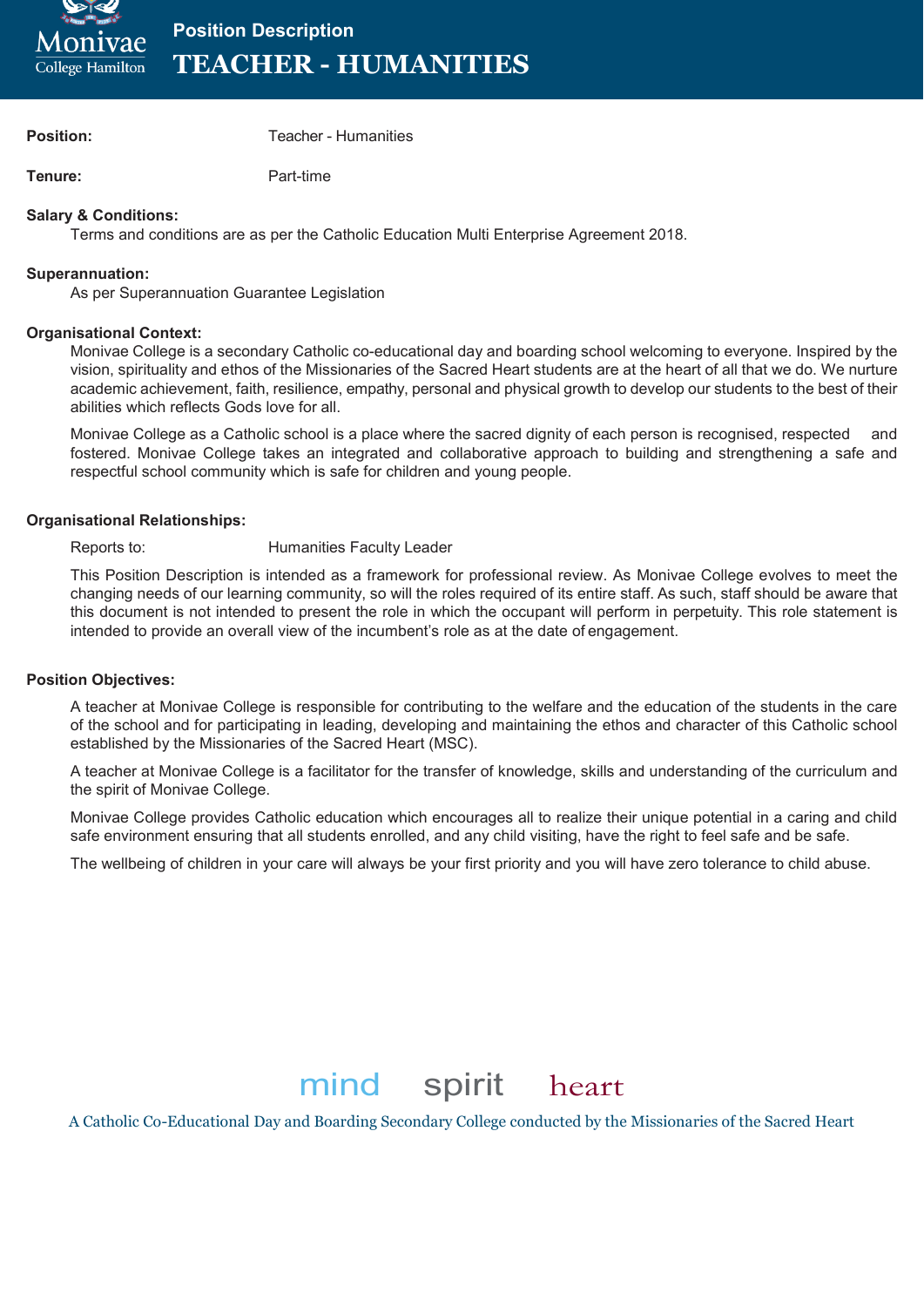# Position Description

# TEACHER - HUMANITIES

**Position:** Teacher - Humanities

**Tenure:** Part-time

**Salary & Conditions:**

Terms and conditions are as per the Catholic Education Multi Enterprise Agreement 2018.

**Superannuation:**

As per Superannuation Guarantee Legislation

**Organisational Context:**

Monivae College is a secondary Catholic co-educational day and boarding school welcoming to everyone. Inspired by the vision, spirituality and ethos of the Missionaries of the Sacred Heart students are at the heart of all that we do. We nurture academic achievement, faith, resilience, empathy, personal and physical growth to develop our students to the best of their abilities which reflects Gods love for all.

Monivae College as a Catholic school is a place where the sacred dignity of each person is recognised, respected and fostered. Monivae College takes an integrated and collaborative approach to building and strengthening a safe and respectful school community which is safe for children and young people.

**Organisational Relationships:**

Reports to: Humanities Faculty Leader

This Position Description is intended as a framework for professional review. As Monivae College evolves to meet the changing needs of our learning community, so will the roles required of its entire staff. As such, staff should be aware that this document is not intended to present the role in which the occupant will perform in perpetuity. This role statement is intended to provide an overall view of the incumbent's role as at the date of engagement.

**Position Objectives:**

A teacher at Monivae College is responsible for contributing to the welfare and the education of the students in the care of the school and for participating in leading, developing and maintaining the ethos and character of this Catholic school established by the Missionaries of the Sacred Heart (MSC).

A teacher at Monivae College is a facilitator for the transfer of knowledge, skills and understanding of the curriculum and the spirit of Monivae College.

Monivae College provides Catholic education which encourages all to realize their unique potential in a caring and child safe environment ensuring that all students enrolled, and any child visiting, have the right to feel safe and be safe.

The wellbeing of children in your care will always be your first priority and you will have zero tolerance to child abuse.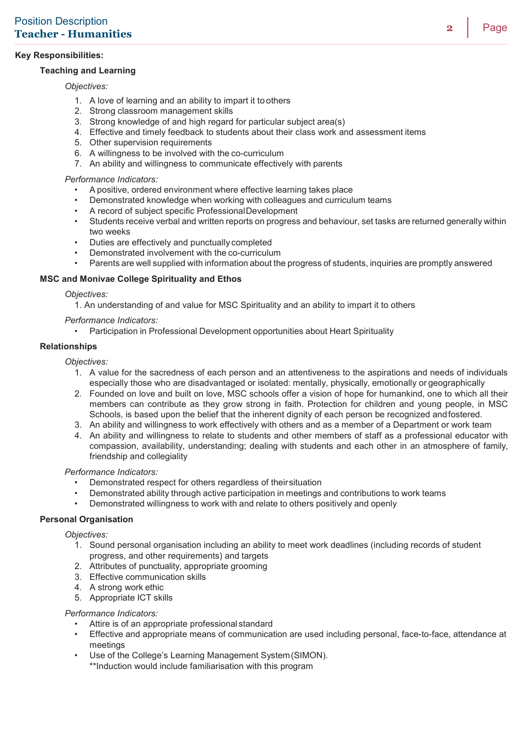**Key Responsibilities:**

**Teaching and Learning**

*Objectives:*

1. A love of learning and an ability to impart it to others
2. Strong classroom management skills
3. Strong knowledge of and high regard for particular subject area(s)
4. Effective and timely feedback to students about their class work and assessment items
5. Other supervision requirements
6. A willingness to be involved with the co-curriculum
7. An ability and willingness to communicate effectively with parents

*Performance Indicators:*

- A positive, ordered environment where effective learning takes place
- Demonstrated knowledge when working with colleagues and curriculum teams
- A record of subject specific Professional Development
- Students receive verbal and written reports on progress and behaviour, set tasks are returned generally within two weeks
- Duties are effectively and punctually completed
- Demonstrated involvement with the co-curriculum
- Parents are well supplied with information about the progress of students, inquiries are promptly answered

**MSC and Monivae College Spirituality and Ethos**

*Objectives:*

1. An understanding of and value for MSC Spirituality and an ability to impart it to others

*Performance Indicators:*

- Participation in Professional Development opportunities about Heart Spirituality

**Relationships**

*Objectives:*

1. A value for the sacredness of each person and an attentiveness to the aspirations and needs of individuals especially those who are disadvantaged or isolated: mentally, physically, emotionally or geographically
2. Founded on love and built on love, MSC schools offer a vision of hope for humankind, one to which all their members can contribute as they grow strong in faith. Protection for children and young people, in MSC Schools, is based upon the belief that the inherent dignity of each person be recognized and fostered.
3. An ability and willingness to work effectively with others and as a member of a Department or work team
4. An ability and willingness to relate to students and other members of staff as a professional educator with compassion, availability, understanding; dealing with students and each other in an atmosphere of family, friendship and collegiality

*Performance Indicators:*

- Demonstrated respect for others regardless of their situation
- Demonstrated ability through active participation in meetings and contributions to work teams
- Demonstrated willingness to work with and relate to others positively and openly

**Personal Organisation**

*Objectives:*

1. Sound personal organisation including an ability to meet work deadlines (including records of student progress, and other requirements) and targets
2. Attributes of punctuality, appropriate grooming
3. Effective communication skills
4. A strong work ethic
5. Appropriate ICT skills

*Performance Indicators:*

- Attire is of an appropriate professional standard
- Effective and appropriate means of communication are used including personal, face-to-face, attendance at meetings
- Use of the College's Learning Management System (SIMON).
  **Induction would include familiarisation with this program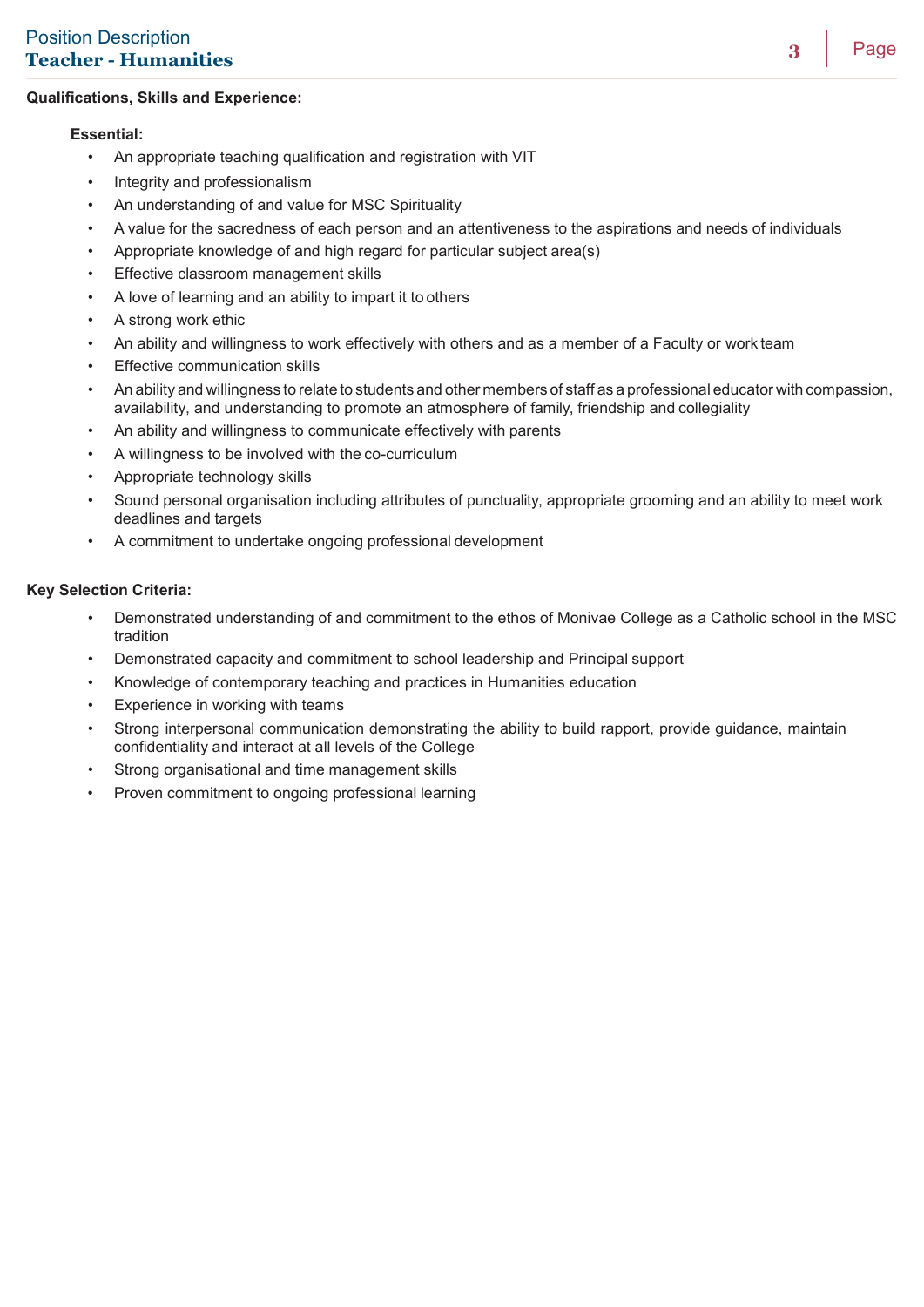**Qualifications, Skills and Experience:**

**Essential:**

- An appropriate teaching qualification and registration with VIT
- Integrity and professionalism
- An understanding of and value for MSC Spirituality
- A value for the sacredness of each person and an attentiveness to the aspirations and needs of individuals
- Appropriate knowledge of and high regard for particular subject area(s)
- Effective classroom management skills
- A love of learning and an ability to impart it to others
- A strong work ethic
- An ability and willingness to work effectively with others and as a member of a Faculty or work team
- Effective communication skills
- An ability and willingness to relate to students and other members of staff as a professional educator with compassion, availability, and understanding to promote an atmosphere of family, friendship and collegiality
- An ability and willingness to communicate effectively with parents
- A willingness to be involved with the co-curriculum
- Appropriate technology skills
- Sound personal organisation including attributes of punctuality, appropriate grooming and an ability to meet work deadlines and targets
- A commitment to undertake ongoing professional development

**Key Selection Criteria:**

- Demonstrated understanding of and commitment to the ethos of Monivae College as a Catholic school in the MSC tradition
- Demonstrated capacity and commitment to school leadership and Principal support
- Knowledge of contemporary teaching and practices in Humanities education
- Experience in working with teams
- Strong interpersonal communication demonstrating the ability to build rapport, provide guidance, maintain confidentiality and interact at all levels of the College
- Strong organisational and time management skills
- Proven commitment to ongoing professional learning